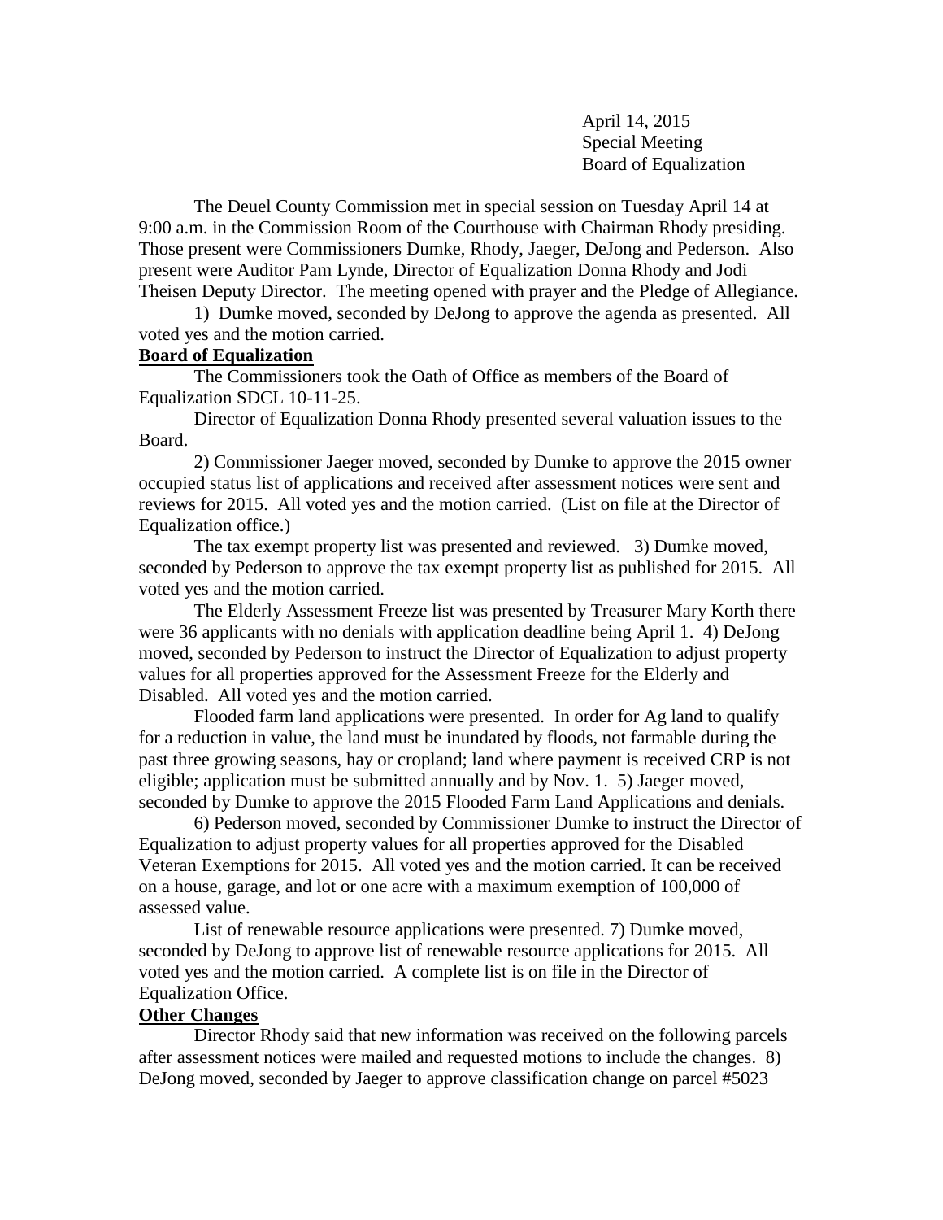April 14, 2015
Special Meeting
Board of Equalization

The Deuel County Commission met in special session on Tuesday April 14 at 9:00 a.m. in the Commission Room of the Courthouse with Chairman Rhody presiding. Those present were Commissioners Dumke, Rhody, Jaeger, DeJong and Pederson. Also present were Auditor Pam Lynde, Director of Equalization Donna Rhody and Jodi Theisen Deputy Director. The meeting opened with prayer and the Pledge of Allegiance.

1) Dumke moved, seconded by DeJong to approve the agenda as presented. All voted yes and the motion carried.

**Board of Equalization**

The Commissioners took the Oath of Office as members of the Board of Equalization SDCL 10-11-25.

Director of Equalization Donna Rhody presented several valuation issues to the Board.

2) Commissioner Jaeger moved, seconded by Dumke to approve the 2015 owner occupied status list of applications and received after assessment notices were sent and reviews for 2015. All voted yes and the motion carried. (List on file at the Director of Equalization office.)

The tax exempt property list was presented and reviewed. 3) Dumke moved, seconded by Pederson to approve the tax exempt property list as published for 2015. All voted yes and the motion carried.

The Elderly Assessment Freeze list was presented by Treasurer Mary Korth there were 36 applicants with no denials with application deadline being April 1. 4) DeJong moved, seconded by Pederson to instruct the Director of Equalization to adjust property values for all properties approved for the Assessment Freeze for the Elderly and Disabled. All voted yes and the motion carried.

Flooded farm land applications were presented. In order for Ag land to qualify for a reduction in value, the land must be inundated by floods, not farmable during the past three growing seasons, hay or cropland; land where payment is received CRP is not eligible; application must be submitted annually and by Nov. 1. 5) Jaeger moved, seconded by Dumke to approve the 2015 Flooded Farm Land Applications and denials.

6) Pederson moved, seconded by Commissioner Dumke to instruct the Director of Equalization to adjust property values for all properties approved for the Disabled Veteran Exemptions for 2015. All voted yes and the motion carried. It can be received on a house, garage, and lot or one acre with a maximum exemption of 100,000 of assessed value.

List of renewable resource applications were presented. 7) Dumke moved, seconded by DeJong to approve list of renewable resource applications for 2015. All voted yes and the motion carried. A complete list is on file in the Director of Equalization Office.

**Other Changes**

Director Rhody said that new information was received on the following parcels after assessment notices were mailed and requested motions to include the changes. 8) DeJong moved, seconded by Jaeger to approve classification change on parcel #5023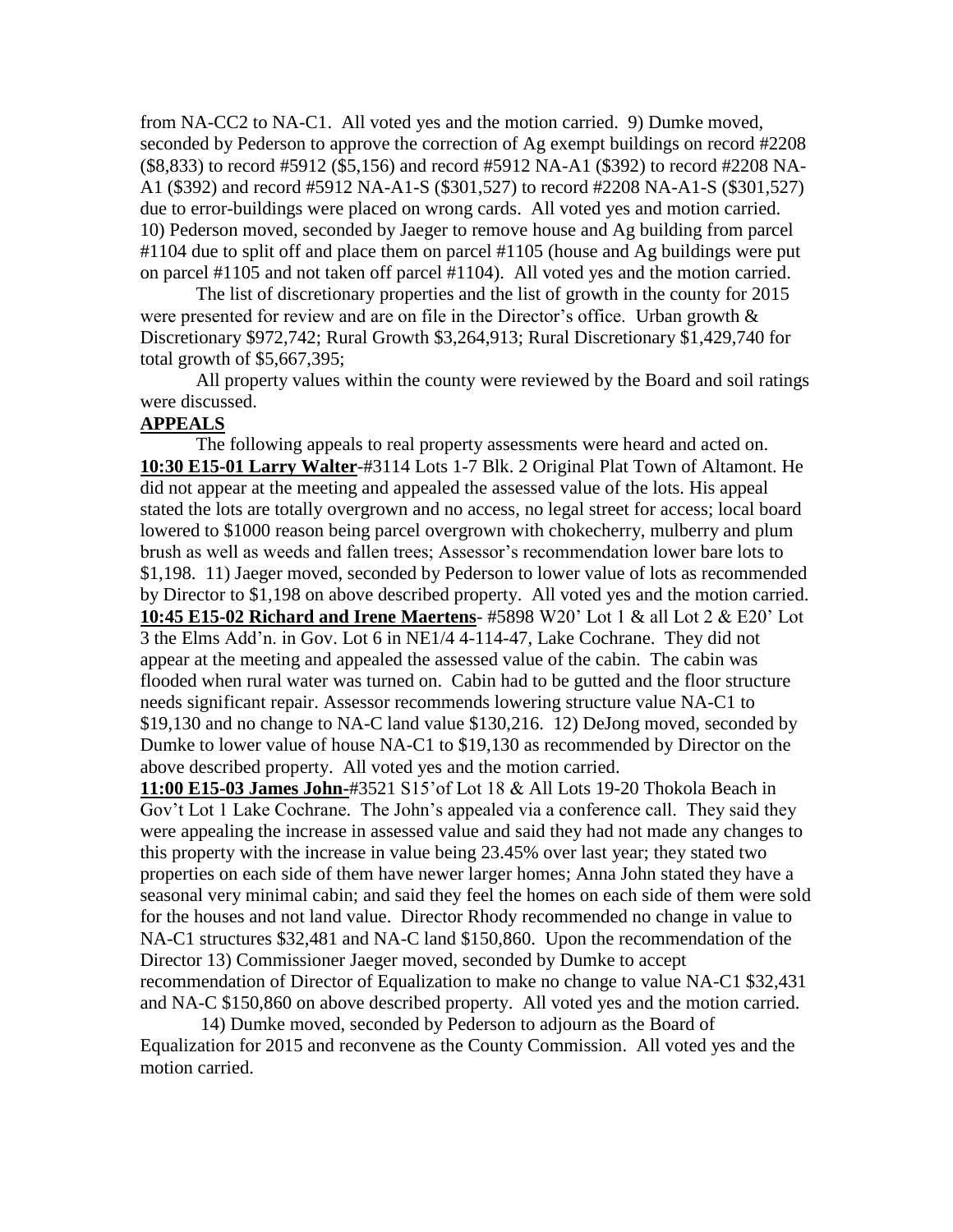from NA-CC2 to NA-C1. All voted yes and the motion carried. 9) Dumke moved, seconded by Pederson to approve the correction of Ag exempt buildings on record #2208 ($8,833) to record #5912 ($5,156) and record #5912 NA-A1 ($392) to record #2208 NA-A1 ($392) and record #5912 NA-A1-S ($301,527) to record #2208 NA-A1-S ($301,527) due to error-buildings were placed on wrong cards. All voted yes and motion carried. 10) Pederson moved, seconded by Jaeger to remove house and Ag building from parcel #1104 due to split off and place them on parcel #1105 (house and Ag buildings were put on parcel #1105 and not taken off parcel #1104). All voted yes and the motion carried.

The list of discretionary properties and the list of growth in the county for 2015 were presented for review and are on file in the Director's office. Urban growth & Discretionary $972,742; Rural Growth $3,264,913; Rural Discretionary $1,429,740 for total growth of $5,667,395;

All property values within the county were reviewed by the Board and soil ratings were discussed.

**APPEALS**

The following appeals to real property assessments were heard and acted on.

**10:30 E15-01 Larry Walter**-#3114 Lots 1-7 Blk. 2 Original Plat Town of Altamont. He did not appear at the meeting and appealed the assessed value of the lots. His appeal stated the lots are totally overgrown and no access, no legal street for access; local board lowered to $1000 reason being parcel overgrown with chokecherry, mulberry and plum brush as well as weeds and fallen trees; Assessor's recommendation lower bare lots to $1,198. 11) Jaeger moved, seconded by Pederson to lower value of lots as recommended by Director to $1,198 on above described property. All voted yes and the motion carried.

**10:45 E15-02 Richard and Irene Maertens**- #5898 W20' Lot 1 & all Lot 2 & E20' Lot 3 the Elms Add'n. in Gov. Lot 6 in NE1/4 4-114-47, Lake Cochrane. They did not appear at the meeting and appealed the assessed value of the cabin. The cabin was flooded when rural water was turned on. Cabin had to be gutted and the floor structure needs significant repair. Assessor recommends lowering structure value NA-C1 to $19,130 and no change to NA-C land value $130,216. 12) DeJong moved, seconded by Dumke to lower value of house NA-C1 to $19,130 as recommended by Director on the above described property. All voted yes and the motion carried.

**11:00 E15-03 James John**-#3521 S15'of Lot 18 & All Lots 19-20 Thokola Beach in Gov't Lot 1 Lake Cochrane. The John's appealed via a conference call. They said they were appealing the increase in assessed value and said they had not made any changes to this property with the increase in value being 23.45% over last year; they stated two properties on each side of them have newer larger homes; Anna John stated they have a seasonal very minimal cabin; and said they feel the homes on each side of them were sold for the houses and not land value. Director Rhody recommended no change in value to NA-C1 structures $32,481 and NA-C land $150,860. Upon the recommendation of the Director 13) Commissioner Jaeger moved, seconded by Dumke to accept recommendation of Director of Equalization to make no change to value NA-C1 $32,431 and NA-C $150,860 on above described property. All voted yes and the motion carried.

14) Dumke moved, seconded by Pederson to adjourn as the Board of Equalization for 2015 and reconvene as the County Commission. All voted yes and the motion carried.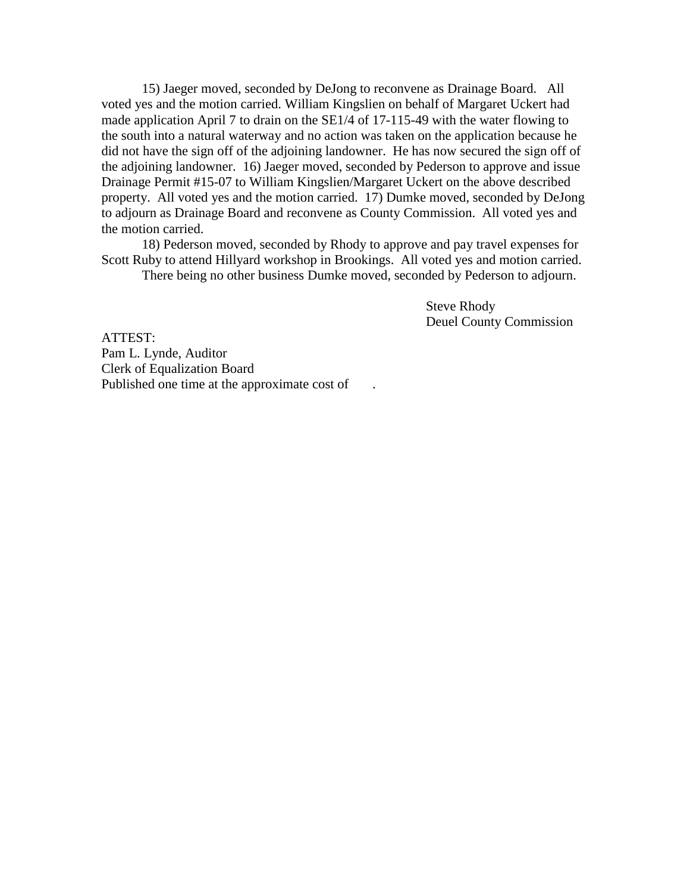15) Jaeger moved, seconded by DeJong to reconvene as Drainage Board. All voted yes and the motion carried. William Kingslien on behalf of Margaret Uckert had made application April 7 to drain on the SE1/4 of 17-115-49 with the water flowing to the south into a natural waterway and no action was taken on the application because he did not have the sign off of the adjoining landowner. He has now secured the sign off of the adjoining landowner. 16) Jaeger moved, seconded by Pederson to approve and issue Drainage Permit #15-07 to William Kingslien/Margaret Uckert on the above described property. All voted yes and the motion carried. 17) Dumke moved, seconded by DeJong to adjourn as Drainage Board and reconvene as County Commission. All voted yes and the motion carried.

18) Pederson moved, seconded by Rhody to approve and pay travel expenses for Scott Ruby to attend Hillyard workshop in Brookings. All voted yes and motion carried.

There being no other business Dumke moved, seconded by Pederson to adjourn.

Steve Rhody
Deuel County Commission

ATTEST:
Pam L. Lynde, Auditor
Clerk of Equalization Board
Published one time at the approximate cost of .